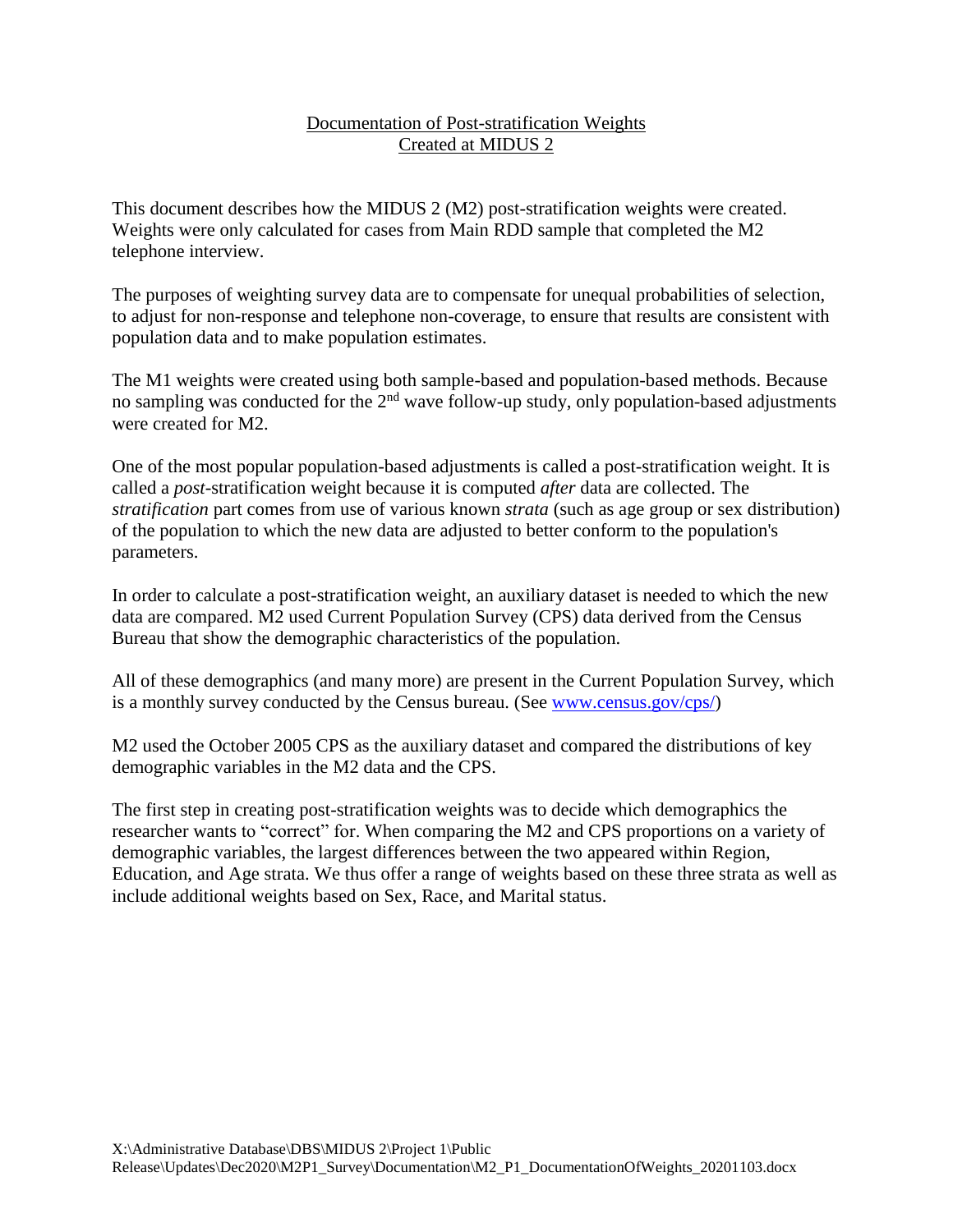# Documentation of Post-stratification Weights Created at MIDUS 2

This document describes how the MIDUS 2 (M2) post-stratification weights were created. Weights were only calculated for cases from Main RDD sample that completed the M2 telephone interview.

The purposes of weighting survey data are to compensate for unequal probabilities of selection, to adjust for non-response and telephone non-coverage, to ensure that results are consistent with population data and to make population estimates.

The M1 weights were created using both sample-based and population-based methods. Because no sampling was conducted for the 2nd wave follow-up study, only population-based adjustments were created for M2.

One of the most popular population-based adjustments is called a post-stratification weight. It is called a *post*-stratification weight because it is computed *after* data are collected. The *stratification* part comes from use of various known *strata* (such as age group or sex distribution) of the population to which the new data are adjusted to better conform to the population's parameters.

In order to calculate a post-stratification weight, an auxiliary dataset is needed to which the new data are compared. M2 used Current Population Survey (CPS) data derived from the Census Bureau that show the demographic characteristics of the population.

All of these demographics (and many more) are present in the Current Population Survey, which is a monthly survey conducted by the Census bureau. (See www.census.gov/cps/)

M2 used the October 2005 CPS as the auxiliary dataset and compared the distributions of key demographic variables in the M2 data and the CPS.

The first step in creating post-stratification weights was to decide which demographics the researcher wants to "correct" for. When comparing the M2 and CPS proportions on a variety of demographic variables, the largest differences between the two appeared within Region, Education, and Age strata. We thus offer a range of weights based on these three strata as well as include additional weights based on Sex, Race, and Marital status.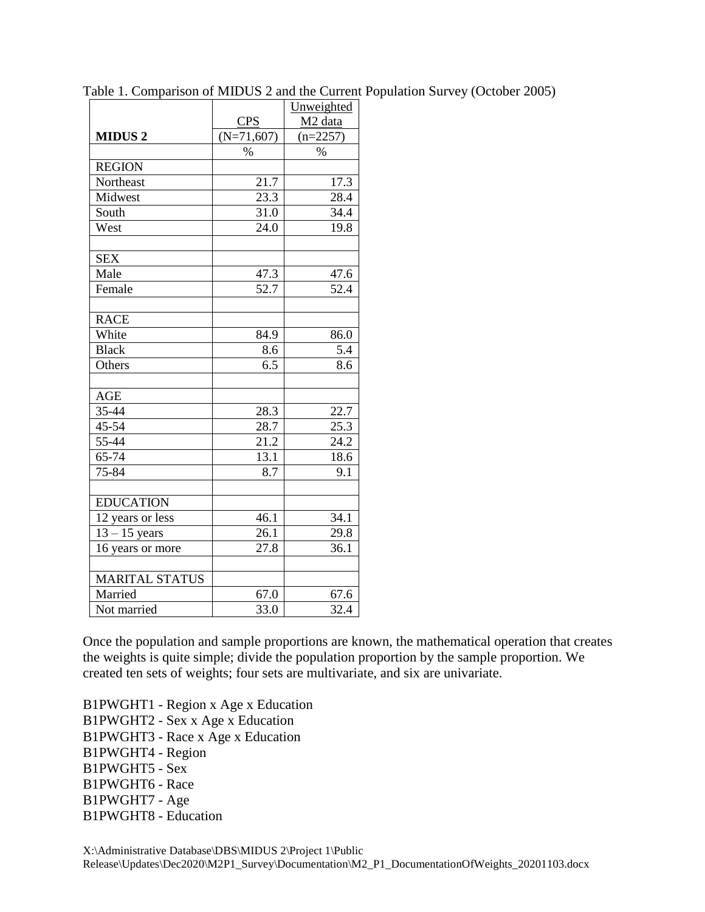Table 1. Comparison of MIDUS 2 and the Current Population Survey (October 2005)

| MIDUS 2 | CPS (N=71,607) | Unweighted M2 data (n=2257) |
|---|---|---|
| | % | % |
| REGION | | |
| Northeast | 21.7 | 17.3 |
| Midwest | 23.3 | 28.4 |
| South | 31.0 | 34.4 |
| West | 24.0 | 19.8 |
| | | |
| SEX | | |
| Male | 47.3 | 47.6 |
| Female | 52.7 | 52.4 |
| | | |
| RACE | | |
| White | 84.9 | 86.0 |
| Black | 8.6 | 5.4 |
| Others | 6.5 | 8.6 |
| | | |
| AGE | | |
| 35-44 | 28.3 | 22.7 |
| 45-54 | 28.7 | 25.3 |
| 55-44 | 21.2 | 24.2 |
| 65-74 | 13.1 | 18.6 |
| 75-84 | 8.7 | 9.1 |
| | | |
| EDUCATION | | |
| 12 years or less | 46.1 | 34.1 |
| 13 – 15 years | 26.1 | 29.8 |
| 16 years or more | 27.8 | 36.1 |
| | | |
| MARITAL STATUS | | |
| Married | 67.0 | 67.6 |
| Not married | 33.0 | 32.4 |

Once the population and sample proportions are known, the mathematical operation that creates the weights is quite simple; divide the population proportion by the sample proportion. We created ten sets of weights; four sets are multivariate, and six are univariate.

B1PWGHT1 - Region x Age x Education
B1PWGHT2 - Sex x Age x Education
B1PWGHT3 - Race x Age x Education
B1PWGHT4 - Region
B1PWGHT5 - Sex
B1PWGHT6 - Race
B1PWGHT7 - Age
B1PWGHT8 - Education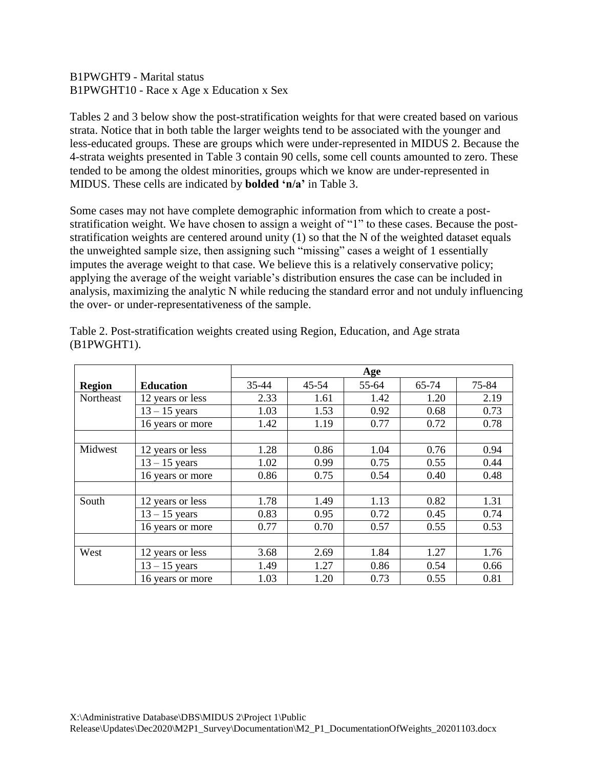B1PWGHT9 - Marital status
B1PWGHT10 - Race x Age x Education x Sex

Tables 2 and 3 below show the post-stratification weights for that were created based on various strata. Notice that in both table the larger weights tend to be associated with the younger and less-educated groups. These are groups which were under-represented in MIDUS 2. Because the 4-strata weights presented in Table 3 contain 90 cells, some cell counts amounted to zero. These tended to be among the oldest minorities, groups which we know are under-represented in MIDUS. These cells are indicated by **bolded 'n/a'** in Table 3.

Some cases may not have complete demographic information from which to create a post-stratification weight. We have chosen to assign a weight of "1" to these cases. Because the post-stratification weights are centered around unity (1) so that the N of the weighted dataset equals the unweighted sample size, then assigning such "missing" cases a weight of 1 essentially imputes the average weight to that case. We believe this is a relatively conservative policy; applying the average of the weight variable's distribution ensures the case can be included in analysis, maximizing the analytic N while reducing the standard error and not unduly influencing the over- or under-representativeness of the sample.

Table 2. Post-stratification weights created using Region, Education, and Age strata (B1PWGHT1).

| | | Age | | | | |
|---|---|---|---|---|---|---|
| **Region** | **Education** | 35-44 | 45-54 | 55-64 | 65-74 | 75-84 |
| Northeast | 12 years or less | 2.33 | 1.61 | 1.42 | 1.20 | 2.19 |
| | 13 – 15 years | 1.03 | 1.53 | 0.92 | 0.68 | 0.73 |
| | 16 years or more | 1.42 | 1.19 | 0.77 | 0.72 | 0.78 |
| | | | | | | |
| Midwest | 12 years or less | 1.28 | 0.86 | 1.04 | 0.76 | 0.94 |
| | 13 – 15 years | 1.02 | 0.99 | 0.75 | 0.55 | 0.44 |
| | 16 years or more | 0.86 | 0.75 | 0.54 | 0.40 | 0.48 |
| | | | | | | |
| South | 12 years or less | 1.78 | 1.49 | 1.13 | 0.82 | 1.31 |
| | 13 – 15 years | 0.83 | 0.95 | 0.72 | 0.45 | 0.74 |
| | 16 years or more | 0.77 | 0.70 | 0.57 | 0.55 | 0.53 |
| | | | | | | |
| West | 12 years or less | 3.68 | 2.69 | 1.84 | 1.27 | 1.76 |
| | 13 – 15 years | 1.49 | 1.27 | 0.86 | 0.54 | 0.66 |
| | 16 years or more | 1.03 | 1.20 | 0.73 | 0.55 | 0.81 |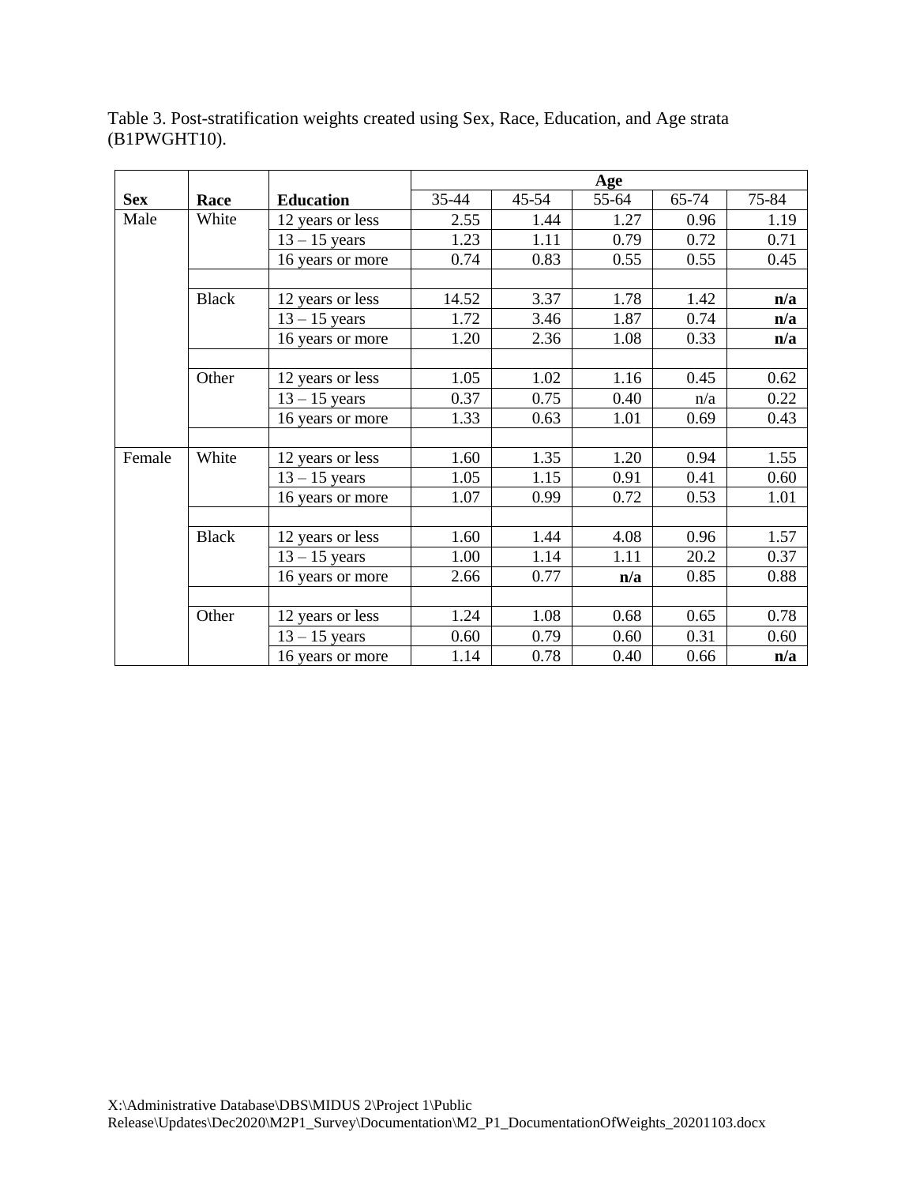Table 3. Post-stratification weights created using Sex, Race, Education, and Age strata (B1PWGHT10).

| | | | Age | | | | |
|---|---|---|---|---|---|---|---|
| **Sex** | **Race** | **Education** | 35-44 | 45-54 | 55-64 | 65-74 | 75-84 |
| Male | White | 12 years or less | 2.55 | 1.44 | 1.27 | 0.96 | 1.19 |
| | | 13 – 15 years | 1.23 | 1.11 | 0.79 | 0.72 | 0.71 |
| | | 16 years or more | 0.74 | 0.83 | 0.55 | 0.55 | 0.45 |
| | | | | | | | |
| | Black | 12 years or less | 14.52 | 3.37 | 1.78 | 1.42 | **n/a** |
| | | 13 – 15 years | 1.72 | 3.46 | 1.87 | 0.74 | **n/a** |
| | | 16 years or more | 1.20 | 2.36 | 1.08 | 0.33 | **n/a** |
| | | | | | | | |
| | Other | 12 years or less | 1.05 | 1.02 | 1.16 | 0.45 | 0.62 |
| | | 13 – 15 years | 0.37 | 0.75 | 0.40 | n/a | 0.22 |
| | | 16 years or more | 1.33 | 0.63 | 1.01 | 0.69 | 0.43 |
| | | | | | | | |
| Female | White | 12 years or less | 1.60 | 1.35 | 1.20 | 0.94 | 1.55 |
| | | 13 – 15 years | 1.05 | 1.15 | 0.91 | 0.41 | 0.60 |
| | | 16 years or more | 1.07 | 0.99 | 0.72 | 0.53 | 1.01 |
| | | | | | | | |
| | Black | 12 years or less | 1.60 | 1.44 | 4.08 | 0.96 | 1.57 |
| | | 13 – 15 years | 1.00 | 1.14 | 1.11 | 20.2 | 0.37 |
| | | 16 years or more | 2.66 | 0.77 | **n/a** | 0.85 | 0.88 |
| | | | | | | | |
| | Other | 12 years or less | 1.24 | 1.08 | 0.68 | 0.65 | 0.78 |
| | | 13 – 15 years | 0.60 | 0.79 | 0.60 | 0.31 | 0.60 |
| | | 16 years or more | 1.14 | 0.78 | 0.40 | 0.66 | **n/a** |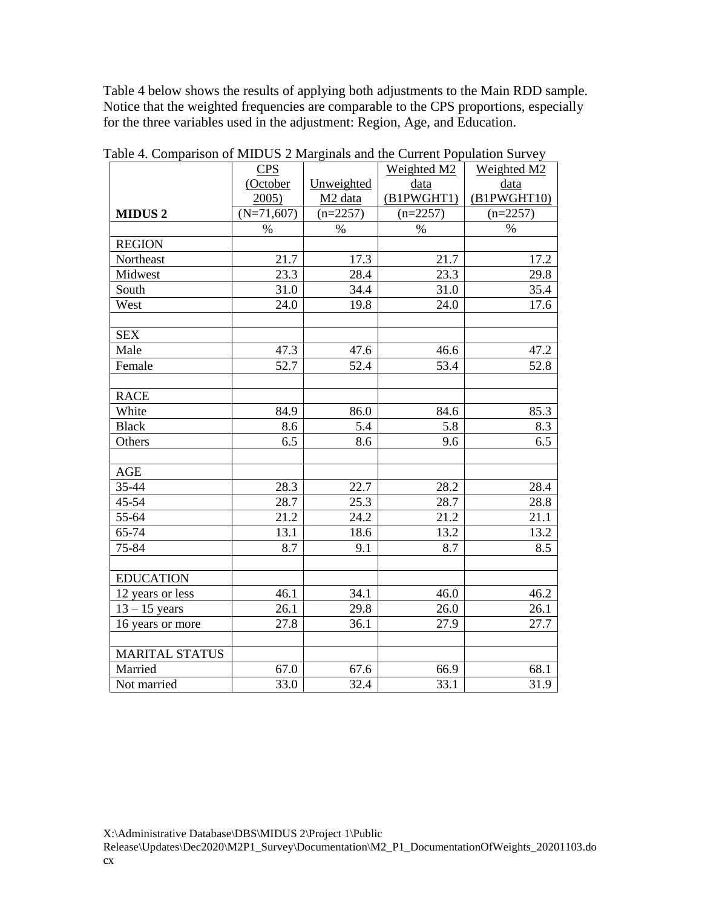Table 4 below shows the results of applying both adjustments to the Main RDD sample. Notice that the weighted frequencies are comparable to the CPS proportions, especially for the three variables used in the adjustment: Region, Age, and Education.

Table 4. Comparison of MIDUS 2 Marginals and the Current Population Survey

| MIDUS 2 | CPS (October 2005) (N=71,607) | Unweighted M2 data (n=2257) | Weighted M2 data (B1PWGHT1) (n=2257) | Weighted M2 data (B1PWGHT10) (n=2257) |
|---|---|---|---|---|
| | % | % | % | % |
| REGION | | | | |
| Northeast | 21.7 | 17.3 | 21.7 | 17.2 |
| Midwest | 23.3 | 28.4 | 23.3 | 29.8 |
| South | 31.0 | 34.4 | 31.0 | 35.4 |
| West | 24.0 | 19.8 | 24.0 | 17.6 |
| | | | | |
| SEX | | | | |
| Male | 47.3 | 47.6 | 46.6 | 47.2 |
| Female | 52.7 | 52.4 | 53.4 | 52.8 |
| | | | | |
| RACE | | | | |
| White | 84.9 | 86.0 | 84.6 | 85.3 |
| Black | 8.6 | 5.4 | 5.8 | 8.3 |
| Others | 6.5 | 8.6 | 9.6 | 6.5 |
| | | | | |
| AGE | | | | |
| 35-44 | 28.3 | 22.7 | 28.2 | 28.4 |
| 45-54 | 28.7 | 25.3 | 28.7 | 28.8 |
| 55-64 | 21.2 | 24.2 | 21.2 | 21.1 |
| 65-74 | 13.1 | 18.6 | 13.2 | 13.2 |
| 75-84 | 8.7 | 9.1 | 8.7 | 8.5 |
| | | | | |
| EDUCATION | | | | |
| 12 years or less | 46.1 | 34.1 | 46.0 | 46.2 |
| 13 – 15 years | 26.1 | 29.8 | 26.0 | 26.1 |
| 16 years or more | 27.8 | 36.1 | 27.9 | 27.7 |
| | | | | |
| MARITAL STATUS | | | | |
| Married | 67.0 | 67.6 | 66.9 | 68.1 |
| Not married | 33.0 | 32.4 | 33.1 | 31.9 |